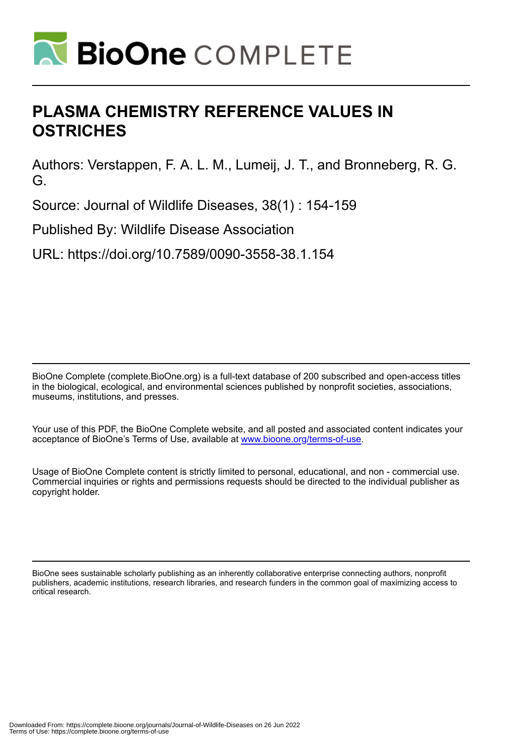# BioOne COMPLETE

# PLASMA CHEMISTRY REFERENCE VALUES IN OSTRICHES

Authors: Verstappen, F. A. L. M., Lumeij, J. T., and Bronneberg, R. G. G.

Source: Journal of Wildlife Diseases, 38(1) : 154-159

Published By: Wildlife Disease Association

URL: https://doi.org/10.7589/0090-3558-38.1.154

BioOne Complete (complete.BioOne.org) is a full-text database of 200 subscribed and open-access titles in the biological, ecological, and environmental sciences published by nonprofit societies, associations, museums, institutions, and presses.

Your use of this PDF, the BioOne Complete website, and all posted and associated content indicates your acceptance of BioOne's Terms of Use, available at www.bioone.org/terms-of-use.

Usage of BioOne Complete content is strictly limited to personal, educational, and non - commercial use. Commercial inquiries or rights and permissions requests should be directed to the individual publisher as copyright holder.

BioOne sees sustainable scholarly publishing as an inherently collaborative enterprise connecting authors, nonprofit publishers, academic institutions, research libraries, and research funders in the common goal of maximizing access to critical research.

Downloaded From: https://complete.bioone.org/journals/Journal-of-Wildlife-Diseases on 26 Jun 2022
Terms of Use: https://complete.bioone.org/terms-of-use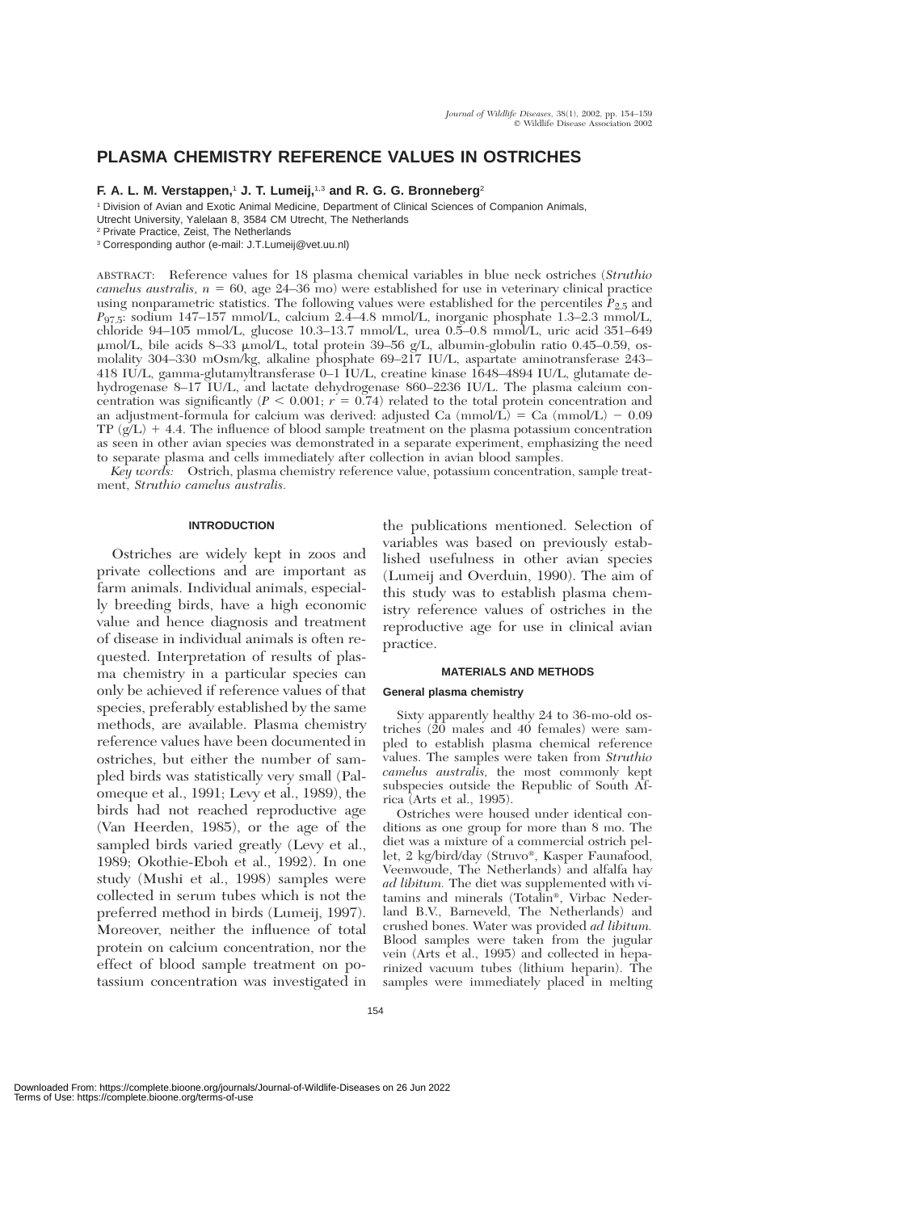# PLASMA CHEMISTRY REFERENCE VALUES IN OSTRICHES

**F. A. L. M. Verstappen,**[1] **J. T. Lumeij,**[1,3] **and R. G. G. Bronneberg**[2]

[1] Division of Avian and Exotic Animal Medicine, Department of Clinical Sciences of Companion Animals, Utrecht University, Yalelaan 8, 3584 CM Utrecht, The Netherlands

[2] Private Practice, Zeist, The Netherlands

[3] Corresponding author (e-mail: J.T.Lumeij@vet.uu.nl)

ABSTRACT: Reference values for 18 plasma chemical variables in blue neck ostriches (*Struthio camelus australis*, $n = 60$, age 24–36 mo) were established for use in veterinary clinical practice using nonparametric statistics. The following values were established for the percentiles $P_{2.5}$ and $P_{97.5}$: sodium 147–157 mmol/L, calcium 2.4–4.8 mmol/L, inorganic phosphate 1.3–2.3 mmol/L, chloride 94–105 mmol/L, glucose 10.3–13.7 mmol/L, urea 0.5–0.8 mmol/L, uric acid 351–649 μmol/L, bile acids 8–33 μmol/L, total protein 39–56 g/L, albumin-globulin ratio 0.45–0.59, osmolality 304–330 mOsm/kg, alkaline phosphate 69–217 IU/L, aspartate aminotransferase 243–418 IU/L, gamma-glutamyltransferase 0–1 IU/L, creatine kinase 1648–4894 IU/L, glutamate dehydrogenase 8–17 IU/L, and lactate dehydrogenase 860–2236 IU/L. The plasma calcium concentration was significantly ($P < 0.001$; $r = 0.74$) related to the total protein concentration and an adjustment-formula for calcium was derived: adjusted Ca (mmol/L) = Ca (mmol/L) − 0.09 TP (g/L) + 4.4. The influence of blood sample treatment on the plasma potassium concentration as seen in other avian species was demonstrated in a separate experiment, emphasizing the need to separate plasma and cells immediately after collection in avian blood samples.

*Key words:* Ostrich, plasma chemistry reference value, potassium concentration, sample treatment, *Struthio camelus australis.*

## INTRODUCTION

Ostriches are widely kept in zoos and private collections and are important as farm animals. Individual animals, especially breeding birds, have a high economic value and hence diagnosis and treatment of disease in individual animals is often requested. Interpretation of results of plasma chemistry in a particular species can only be achieved if reference values of that species, preferably established by the same methods, are available. Plasma chemistry reference values have been documented in ostriches, but either the number of sampled birds was statistically very small (Palomeque et al., 1991; Levy et al., 1989), the birds had not reached reproductive age (Van Heerden, 1985), or the age of the sampled birds varied greatly (Levy et al., 1989; Okothie-Eboh et al., 1992). In one study (Mushi et al., 1998) samples were collected in serum tubes which is not the preferred method in birds (Lumeij, 1997). Moreover, neither the influence of total protein on calcium concentration, nor the effect of blood sample treatment on potassium concentration was investigated in the publications mentioned. Selection of variables was based on previously established usefulness in other avian species (Lumeij and Overduin, 1990). The aim of this study was to establish plasma chemistry reference values of ostriches in the reproductive age for use in clinical avian practice.

## MATERIALS AND METHODS

### General plasma chemistry

Sixty apparently healthy 24 to 36-mo-old ostriches (20 males and 40 females) were sampled to establish plasma chemical reference values. The samples were taken from *Struthio camelus australis,* the most commonly kept subspecies outside the Republic of South Africa (Arts et al., 1995).

Ostriches were housed under identical conditions as one group for more than 8 mo. The diet was a mixture of a commercial ostrich pellet, 2 kg/bird/day (Struvo®, Kasper Faunafood, Veenwoude, The Netherlands) and alfalfa hay *ad libitum.* The diet was supplemented with vitamins and minerals (Totalin®, Virbac Nederland B.V., Barneveld, The Netherlands) and crushed bones. Water was provided *ad libitum.* Blood samples were taken from the jugular vein (Arts et al., 1995) and collected in heparinized vacuum tubes (lithium heparin). The samples were immediately placed in melting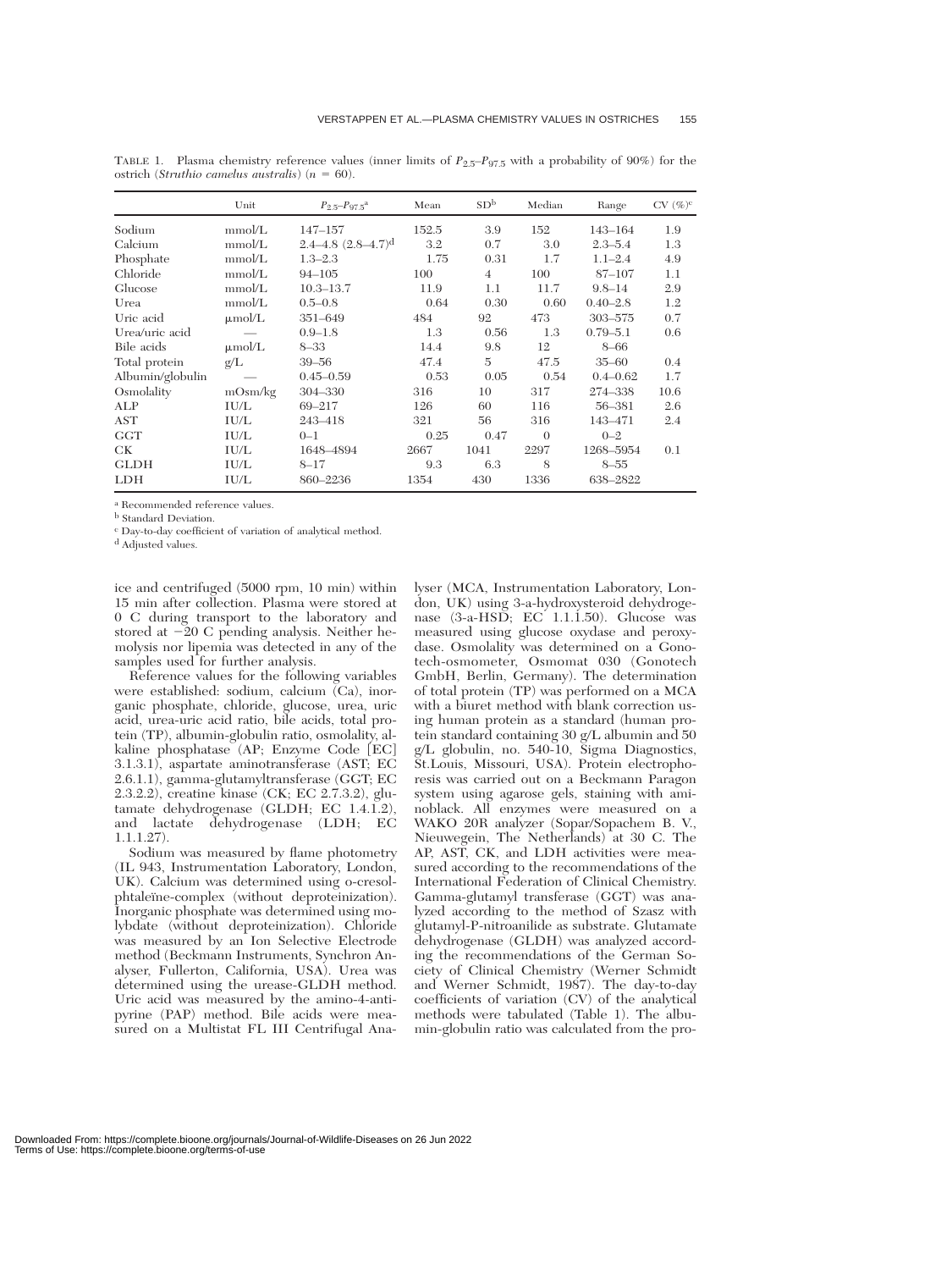TABLE 1. Plasma chemistry reference values (inner limits of $P_{2.5}$–$P_{97.5}$ with a probability of 90%) for the ostrich (*Struthio camelus australis*) ($n = 60$).

| | Unit | $P_{2.5}$–$P_{97.5}$[a] | Mean | SD[b] | Median | Range | CV (%)[c] |
|---|---|---|---|---|---|---|---|
| Sodium | mmol/L | 147–157 | 152.5 | 3.9 | 152 | 143–164 | 1.9 |
| Calcium | mmol/L | 2.4–4.8 (2.8–4.7)[d] | 3.2 | 0.7 | 3.0 | 2.3–5.4 | 1.3 |
| Phosphate | mmol/L | 1.3–2.3 | 1.75 | 0.31 | 1.7 | 1.1–2.4 | 4.9 |
| Chloride | mmol/L | 94–105 | 100 | 4 | 100 | 87–107 | 1.1 |
| Glucose | mmol/L | 10.3–13.7 | 11.9 | 1.1 | 11.7 | 9.8–14 | 2.9 |
| Urea | mmol/L | 0.5–0.8 | 0.64 | 0.30 | 0.60 | 0.40–2.8 | 1.2 |
| Uric acid | μmol/L | 351–649 | 484 | 92 | 473 | 303–575 | 0.7 |
| Urea/uric acid | — | 0.9–1.8 | 1.3 | 0.56 | 1.3 | 0.79–5.1 | 0.6 |
| Bile acids | μmol/L | 8–33 | 14.4 | 9.8 | 12 | 8–66 | |
| Total protein | g/L | 39–56 | 47.4 | 5 | 47.5 | 35–60 | 0.4 |
| Albumin/globulin | — | 0.45–0.59 | 0.53 | 0.05 | 0.54 | 0.4–0.62 | 1.7 |
| Osmolality | mOsm/kg | 304–330 | 316 | 10 | 317 | 274–338 | 10.6 |
| ALP | IU/L | 69–217 | 126 | 60 | 116 | 56–381 | 2.6 |
| AST | IU/L | 243–418 | 321 | 56 | 316 | 143–471 | 2.4 |
| GGT | IU/L | 0–1 | 0.25 | 0.47 | 0 | 0–2 | |
| CK | IU/L | 1648–4894 | 2667 | 1041 | 2297 | 1268–5954 | 0.1 |
| GLDH | IU/L | 8–17 | 9.3 | 6.3 | 8 | 8–55 | |
| LDH | IU/L | 860–2236 | 1354 | 430 | 1336 | 638–2822 | |

[a] Recommended reference values.
[b] Standard Deviation.
[c] Day-to-day coefficient of variation of analytical method.
[d] Adjusted values.

ice and centrifuged (5000 rpm, 10 min) within 15 min after collection. Plasma were stored at 0 C during transport to the laboratory and stored at −20 C pending analysis. Neither hemolysis nor lipemia was detected in any of the samples used for further analysis.

Reference values for the following variables were established: sodium, calcium (Ca), inorganic phosphate, chloride, glucose, urea, uric acid, urea-uric acid ratio, bile acids, total protein (TP), albumin-globulin ratio, osmolality, alkaline phosphatase (AP; Enzyme Code [EC] 3.1.3.1), aspartate aminotransferase (AST; EC 2.6.1.1), gamma-glutamyltransferase (GGT; EC 2.3.2.2), creatine kinase (CK; EC 2.7.3.2), glutamate dehydrogenase (GLDH; EC 1.4.1.2), and lactate dehydrogenase (LDH; EC 1.1.1.27).

Sodium was measured by flame photometry (IL 943, Instrumentation Laboratory, London, UK). Calcium was determined using o-cresolphtaleïne-complex (without deproteinization). Inorganic phosphate was determined using molybdate (without deproteinization). Chloride was measured by an Ion Selective Electrode method (Beckmann Instruments, Synchron Analyser, Fullerton, California, USA). Urea was determined using the urease-GLDH method. Uric acid was measured by the amino-4-antipyrine (PAP) method. Bile acids were measured on a Multistat FL III Centrifugal Analyser (MCA, Instrumentation Laboratory, London, UK) using 3-a-hydroxysteroid dehydrogenase (3-a-HSD; EC 1.1.1.50). Glucose was measured using glucose oxydase and peroxydase. Osmolality was determined on a Gonotech-osmometer, Osmomat 030 (Gonotech GmbH, Berlin, Germany). The determination of total protein (TP) was performed on a MCA with a biuret method with blank correction using human protein as a standard (human protein standard containing 30 g/L albumin and 50 g/L globulin, no. 540-10, Sigma Diagnostics, St.Louis, Missouri, USA). Protein electrophoresis was carried out on a Beckmann Paragon system using agarose gels, staining with aminoblack. All enzymes were measured on a WAKO 20R analyzer (Sopar/Sopachem B. V., Nieuwegein, The Netherlands) at 30 C. The AP, AST, CK, and LDH activities were measured according to the recommendations of the International Federation of Clinical Chemistry. Gamma-glutamyl transferase (GGT) was analyzed according to the method of Szasz with glutamyl-P-nitroanilide as substrate. Glutamate dehydrogenase (GLDH) was analyzed according the recommendations of the German Society of Clinical Chemistry (Werner Schmidt and Werner Schmidt, 1987). The day-to-day coefficients of variation (CV) of the analytical methods were tabulated (Table 1). The albumin-globulin ratio was calculated from the pro-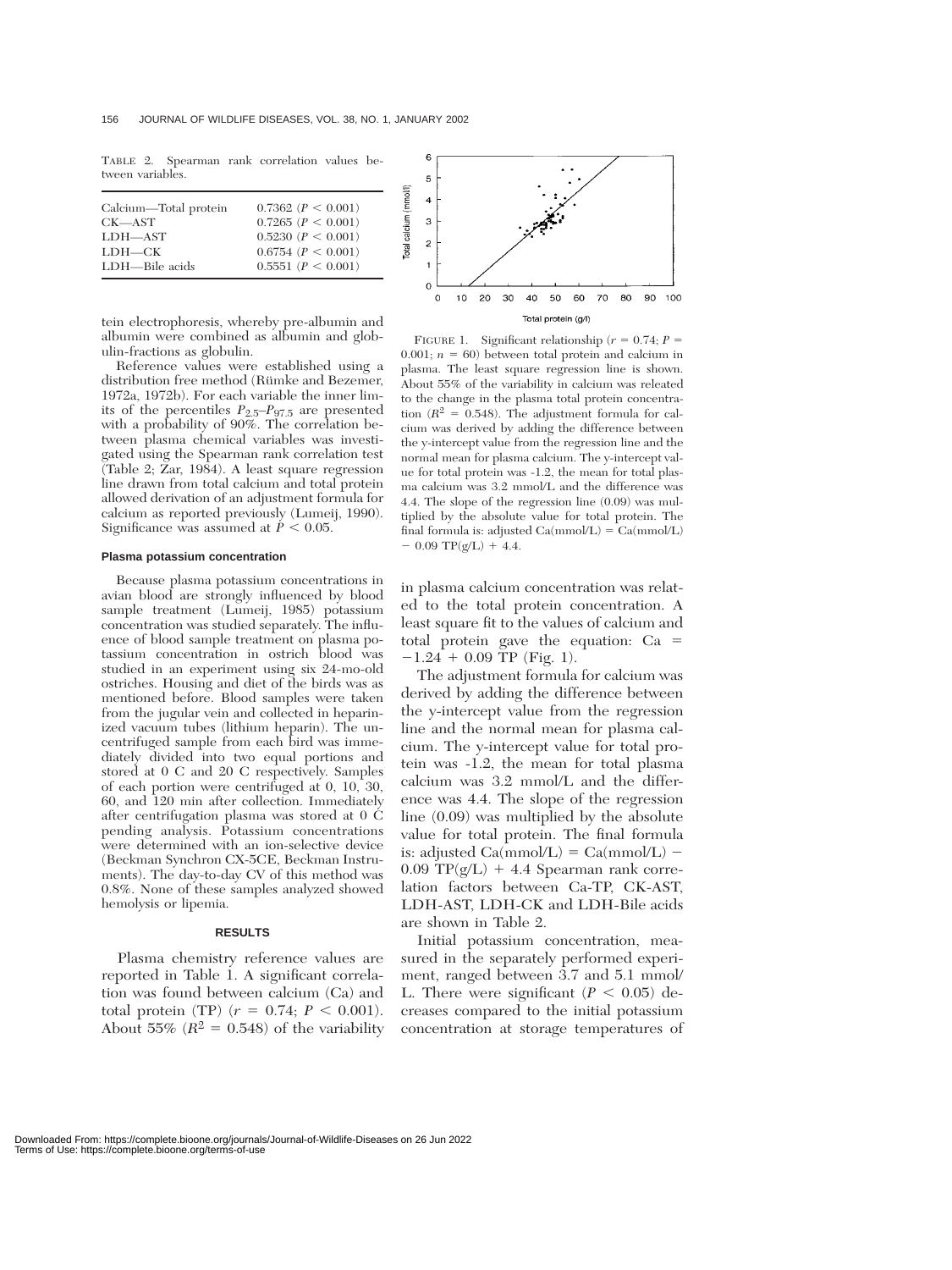TABLE 2. Spearman rank correlation values between variables.

| | |
|---|---|
| Calcium—Total protein | 0.7362 ($P < 0.001$) |
| CK—AST | 0.7265 ($P < 0.001$) |
| LDH—AST | 0.5230 ($P < 0.001$) |
| LDH—CK | 0.6754 ($P < 0.001$) |
| LDH—Bile acids | 0.5551 ($P < 0.001$) |

tein electrophoresis, whereby pre-albumin and albumin were combined as albumin and globulin-fractions as globulin.

Reference values were established using a distribution free method (Rümke and Bezemer, 1972a, 1972b). For each variable the inner limits of the percentiles $P_{2.5}$–$P_{97.5}$ are presented with a probability of 90%. The correlation between plasma chemical variables was investigated using the Spearman rank correlation test (Table 2; Zar, 1984). A least square regression line drawn from total calcium and total protein allowed derivation of an adjustment formula for calcium as reported previously (Lumeij, 1990). Significance was assumed at $P < 0.05$.

#### Plasma potassium concentration

Because plasma potassium concentrations in avian blood are strongly influenced by blood sample treatment (Lumeij, 1985) potassium concentration was studied separately. The influence of blood sample treatment on plasma potassium concentration in ostrich blood was studied in an experiment using six 24-mo-old ostriches. Housing and diet of the birds was as mentioned before. Blood samples were taken from the jugular vein and collected in heparinized vacuum tubes (lithium heparin). The uncentrifuged sample from each bird was immediately divided into two equal portions and stored at 0 C and 20 C respectively. Samples of each portion were centrifuged at 0, 10, 30, 60, and 120 min after collection. Immediately after centrifugation plasma was stored at 0 C pending analysis. Potassium concentrations were determined with an ion-selective device (Beckman Synchron CX-5CE, Beckman Instruments). The day-to-day CV of this method was 0.8%. None of these samples analyzed showed hemolysis or lipemia.

## RESULTS

Plasma chemistry reference values are reported in Table 1. A significant correlation was found between calcium (Ca) and total protein (TP) ($r = 0.74$; $P < 0.001$). About 55% ($R^2 = 0.548$) of the variability in plasma calcium concentration was related to the total protein concentration. A least square fit to the values of calcium and total protein gave the equation: Ca $= -1.24 + 0.09$ TP (Fig. 1).

FIGURE 1. Significant relationship ($r = 0.74$; $P = 0.001$; $n = 60$) between total protein and calcium in plasma. The least square regression line is shown. About 55% of the variability in calcium was releated to the change in the plasma total protein concentration ($R^2 = 0.548$). The adjustment formula for calcium was derived by adding the difference between the y-intercept value from the regression line and the normal mean for plasma calcium. The y-intercept value for total protein was -1.2, the mean for total plasma calcium was 3.2 mmol/L and the difference was 4.4. The slope of the regression line (0.09) was multiplied by the absolute value for total protein. The final formula is: adjusted Ca(mmol/L) = Ca(mmol/L) − 0.09 TP(g/L) + 4.4.

The adjustment formula for calcium was derived by adding the difference between the y-intercept value from the regression line and the normal mean for plasma calcium. The y-intercept value for total protein was -1.2, the mean for total plasma calcium was 3.2 mmol/L and the difference was 4.4. The slope of the regression line (0.09) was multiplied by the absolute value for total protein. The final formula is: adjusted Ca(mmol/L) = Ca(mmol/L) − 0.09 TP(g/L) + 4.4 Spearman rank correlation factors between Ca-TP, CK-AST, LDH-AST, LDH-CK and LDH-Bile acids are shown in Table 2.

Initial potassium concentration, measured in the separately performed experiment, ranged between 3.7 and 5.1 mmol/L. There were significant ($P < 0.05$) decreases compared to the initial potassium concentration at storage temperatures of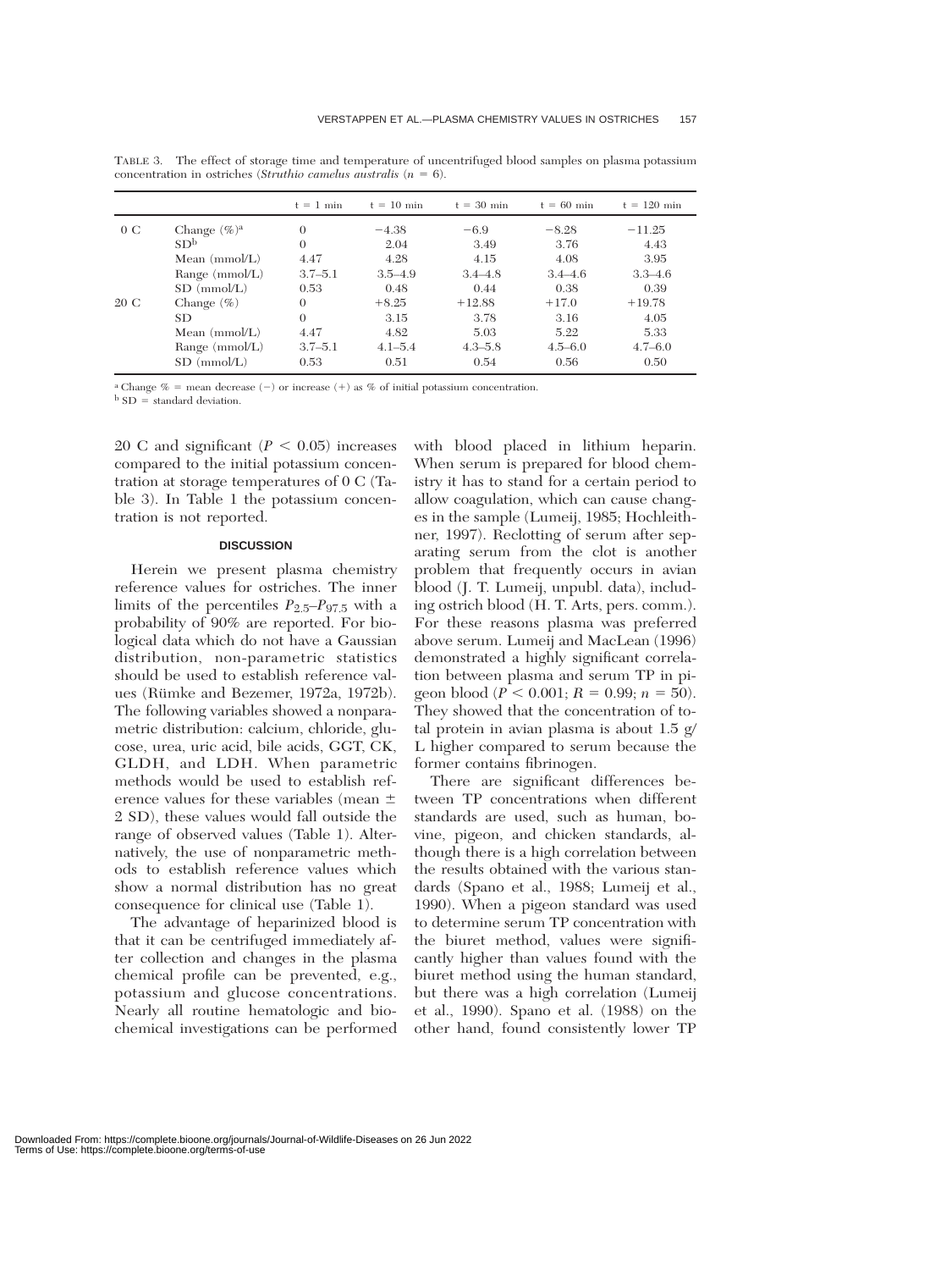TABLE 3. The effect of storage time and temperature of uncentrifuged blood samples on plasma potassium concentration in ostriches (*Struthio camelus australis* ($n$ = 6).

| | | t = 1 min | t = 10 min | t = 30 min | t = 60 min | t = 120 min |
|---|---|---|---|---|---|---|
| 0 C | Change (%)[a] | 0 | −4.38 | −6.9 | −8.28 | −11.25 |
| | SD[b] | 0 | 2.04 | 3.49 | 3.76 | 4.43 |
| | Mean (mmol/L) | 4.47 | 4.28 | 4.15 | 4.08 | 3.95 |
| | Range (mmol/L) | 3.7–5.1 | 3.5–4.9 | 3.4–4.8 | 3.4–4.6 | 3.3–4.6 |
| | SD (mmol/L) | 0.53 | 0.48 | 0.44 | 0.38 | 0.39 |
| 20 C | Change (%) | 0 | +8.25 | +12.88 | +17.0 | +19.78 |
| | SD | 0 | 3.15 | 3.78 | 3.16 | 4.05 |
| | Mean (mmol/L) | 4.47 | 4.82 | 5.03 | 5.22 | 5.33 |
| | Range (mmol/L) | 3.7–5.1 | 4.1–5.4 | 4.3–5.8 | 4.5–6.0 | 4.7–6.0 |
| | SD (mmol/L) | 0.53 | 0.51 | 0.54 | 0.56 | 0.50 |

[a] Change % = mean decrease (−) or increase (+) as % of initial potassium concentration.
[b] SD = standard deviation.

20 C and significant ($P < 0.05$) increases compared to the initial potassium concentration at storage temperatures of 0 C (Table 3). In Table 1 the potassium concentration is not reported.

## DISCUSSION

Herein we present plasma chemistry reference values for ostriches. The inner limits of the percentiles $P_{2.5}$–$P_{97.5}$ with a probability of 90% are reported. For biological data which do not have a Gaussian distribution, non-parametric statistics should be used to establish reference values (Rümke and Bezemer, 1972a, 1972b). The following variables showed a nonparametric distribution: calcium, chloride, glucose, urea, uric acid, bile acids, GGT, CK, GLDH, and LDH. When parametric methods would be used to establish reference values for these variables (mean ± 2 SD), these values would fall outside the range of observed values (Table 1). Alternatively, the use of nonparametric methods to establish reference values which show a normal distribution has no great consequence for clinical use (Table 1).

The advantage of heparinized blood is that it can be centrifuged immediately after collection and changes in the plasma chemical profile can be prevented, e.g., potassium and glucose concentrations. Nearly all routine hematologic and biochemical investigations can be performed with blood placed in lithium heparin. When serum is prepared for blood chemistry it has to stand for a certain period to allow coagulation, which can cause changes in the sample (Lumeij, 1985; Hochleithner, 1997). Reclotting of serum after separating serum from the clot is another problem that frequently occurs in avian blood (J. T. Lumeij, unpubl. data), including ostrich blood (H. T. Arts, pers. comm.). For these reasons plasma was preferred above serum. Lumeij and MacLean (1996) demonstrated a highly significant correlation between plasma and serum TP in pigeon blood ($P < 0.001$; $R = 0.99$; $n = 50$). They showed that the concentration of total protein in avian plasma is about 1.5 g/L higher compared to serum because the former contains fibrinogen.

There are significant differences between TP concentrations when different standards are used, such as human, bovine, pigeon, and chicken standards, although there is a high correlation between the results obtained with the various standards (Spano et al., 1988; Lumeij et al., 1990). When a pigeon standard was used to determine serum TP concentration with the biuret method, values were significantly higher than values found with the biuret method using the human standard, but there was a high correlation (Lumeij et al., 1990). Spano et al. (1988) on the other hand, found consistently lower TP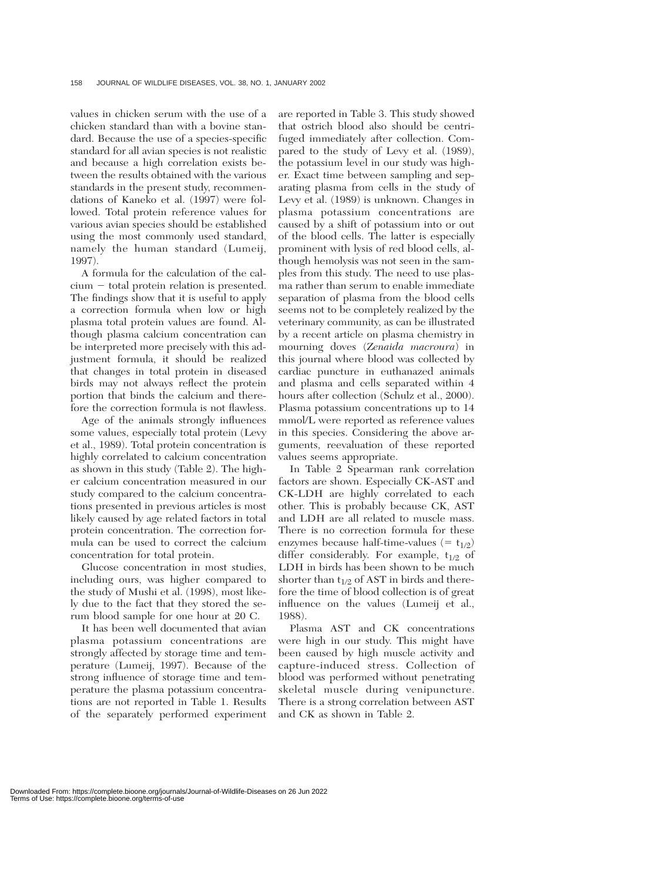values in chicken serum with the use of a chicken standard than with a bovine standard. Because the use of a species-specific standard for all avian species is not realistic and because a high correlation exists between the results obtained with the various standards in the present study, recommendations of Kaneko et al. (1997) were followed. Total protein reference values for various avian species should be established using the most commonly used standard, namely the human standard (Lumeij, 1997).

A formula for the calculation of the calcium − total protein relation is presented. The findings show that it is useful to apply a correction formula when low or high plasma total protein values are found. Although plasma calcium concentration can be interpreted more precisely with this adjustment formula, it should be realized that changes in total protein in diseased birds may not always reflect the protein portion that binds the calcium and therefore the correction formula is not flawless.

Age of the animals strongly influences some values, especially total protein (Levy et al., 1989). Total protein concentration is highly correlated to calcium concentration as shown in this study (Table 2). The higher calcium concentration measured in our study compared to the calcium concentrations presented in previous articles is most likely caused by age related factors in total protein concentration. The correction formula can be used to correct the calcium concentration for total protein.

Glucose concentration in most studies, including ours, was higher compared to the study of Mushi et al. (1998), most likely due to the fact that they stored the serum blood sample for one hour at 20 C.

It has been well documented that avian plasma potassium concentrations are strongly affected by storage time and temperature (Lumeij, 1997). Because of the strong influence of storage time and temperature the plasma potassium concentrations are not reported in Table 1. Results of the separately performed experiment are reported in Table 3. This study showed that ostrich blood also should be centrifuged immediately after collection. Compared to the study of Levy et al. (1989), the potassium level in our study was higher. Exact time between sampling and separating plasma from cells in the study of Levy et al. (1989) is unknown. Changes in plasma potassium concentrations are caused by a shift of potassium into or out of the blood cells. The latter is especially prominent with lysis of red blood cells, although hemolysis was not seen in the samples from this study. The need to use plasma rather than serum to enable immediate separation of plasma from the blood cells seems not to be completely realized by the veterinary community, as can be illustrated by a recent article on plasma chemistry in mourning doves (*Zenaida macroura*) in this journal where blood was collected by cardiac puncture in euthanazed animals and plasma and cells separated within 4 hours after collection (Schulz et al., 2000). Plasma potassium concentrations up to 14 mmol/L were reported as reference values in this species. Considering the above arguments, reevaluation of these reported values seems appropriate.

In Table 2 Spearman rank correlation factors are shown. Especially CK-AST and CK-LDH are highly correlated to each other. This is probably because CK, AST and LDH are all related to muscle mass. There is no correction formula for these enzymes because half-time-values (= $t_{1/2}$) differ considerably. For example, $t_{1/2}$ of LDH in birds has been shown to be much shorter than $t_{1/2}$ of AST in birds and therefore the time of blood collection is of great influence on the values (Lumeij et al., 1988).

Plasma AST and CK concentrations were high in our study. This might have been caused by high muscle activity and capture-induced stress. Collection of blood was performed without penetrating skeletal muscle during venipuncture. There is a strong correlation between AST and CK as shown in Table 2.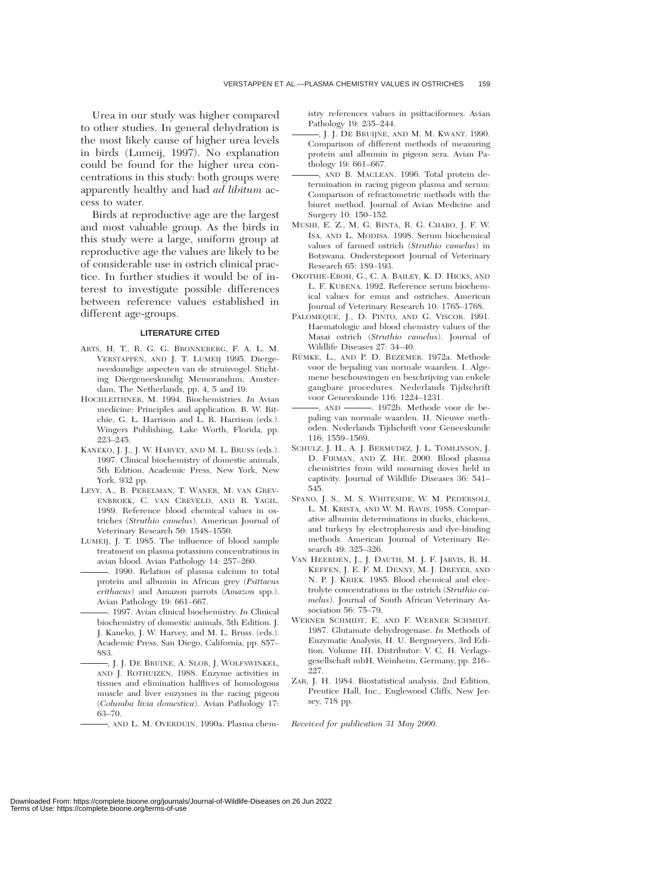Urea in our study was higher compared to other studies. In general dehydration is the most likely cause of higher urea levels in birds (Lumeij, 1997). No explanation could be found for the higher urea concentrations in this study: both groups were apparently healthy and had *ad libitum* access to water.

Birds at reproductive age are the largest and most valuable group. As the birds in this study were a large, uniform group at reproductive age the values are likely to be of considerable use in ostrich clinical practice. In further studies it would be of interest to investigate possible differences between reference values established in different age-groups.

## LITERATURE CITED

ARTS, H. T., R. G. G. BRONNEBERG, F. A. L. M. VERSTAPPEN, AND J. T. LUMEIJ 1995. Diergeneeskundige aspecten van de struisvogel. Stichting Diergeneeskundig Memorandum, Amsterdam, The Netherlands, pp. 4, 5 and 19.

HOCHLEITHNER, M. 1994. Biochemistries. *In* Avian medicine: Principles and application. B. W. Ritchie, G. L. Harrison and L. R. Harrison (eds.). Wingers Publishing, Lake Worth, Florida, pp. 223–245.

KANEKO, J. J., J. W. HARVEY, AND M. L. BRUSS (eds.). 1997. Clinical biochemistry of domestic animals, 5th Edition, Academic Press, New York, New York, 932 pp.

LEVY, A., B. PERELMAN, T. WANER, M. VAN GREVENBROEK, C. VAN CREVELD, AND R. YAGIL. 1989. Reference blood chemical values in ostriches (*Struthio camelus*). American Journal of Veterinary Research 50: 1548–1550.

LUMEIJ, J. T. 1985. The influence of blood sample treatment on plasma potassium concentrations in avian blood. Avian Pathology 14: 257–260.

———. 1990. Relation of plasma calcium to total protein and albumin in African grey (*Psittacus erithacus*) and Amazon parrots (*Amazon* spp.). Avian Pathology 19: 661–667.

———. 1997. Avian clinical biochemistry. *In* Clinical biochemistry of domestic animals, 5th Edition. J. J. Kaneko, J. W. Harvey, and M. L. Bruss. (eds.). Academic Press, San Diego, California, pp. 857–883.

———, J. J. DE BRUINE, A. SLOB, J. WOLFSWINKEL, AND J. ROTHUIZEN. 1988. Enzyme activities in tissues and elimination halflives of homologous muscle and liver enzymes in the racing pigeon (*Columba livia domestica*). Avian Pathology 17: 63–70.

———, AND L. M. OVERDUIN. 1990a. Plasma chemistry references values in psittaciformes. Avian Pathology 19: 235–244.

———, J. J. DE BRUIJNE, AND M. M. KWANT. 1990. Comparison of different methods of measuring protein and albumin in pigeon sera. Avian Pathology 19: 661–667.

———, AND B. MACLEAN. 1996. Total protein determination in racing pigeon plasma and serum: Comparison of refractometric methods with the biuret method. Journal of Avian Medicine and Surgery 10: 150–152.

MUSHI, E. Z., M. G. BINTA, R. G. CHABO, J. F. W. ISA, AND L. MODISA. 1998. Serum biochemical values of farmed ostrich (*Struthio camelus*) in Botswana. Onderstepoort Journal of Veterinary Research 65: 189–193.

OKOTHIE-EBOH, G., C. A. BAILEY, K. D. HICKS, AND L. F. KUBENA. 1992. Reference serum biochemical values for emus and ostriches. American Journal of Veterinary Research 10: 1765–1768.

PALOMEQUE, J., D. PINTO, AND G. VISCOR. 1991. Haematologic and blood chemistry values of the Masai ostrich (*Struthio camelus*). Journal of Wildlife Diseases 27: 34–40.

RÜMKE, L., AND P. D. BEZEMER. 1972a. Methode voor de bepaling van normale waarden. I. Algemene beschouwingen en beschrijving van enkele gangbare procedures. Nederlands Tijdschrift voor Geneeskunde 116: 1224–1231.

———, AND ———. 1972b. Methode voor de bepaling van normale waarden. II. Nieuwe methoden. Nederlands Tijdschrift voor Geneeskunde 116: 1559–1569.

SCHULZ, J. H., A. J. BERMUDEZ, J. L. TOMLINSON, J. D. FIRMAN, AND Z. HE. 2000. Blood plasma chemistries from wild mourning doves held in captivity. Journal of Wildlife Diseases 36: 541–545.

SPANO, J. S., M. S. WHITESIDE, W. M. PEDERSOLI, L. M. KRISTA, AND W. M. RAVIS, 1988. Comparative albumin determinations in ducks, chickens, and turkeys by electrophoresis and dye-binding methods. American Journal of Veterinary Research 49: 325–326.

VAN HEERDEN, J., J. DAUTH, M. J. F. JARVIS, R. H. KEFFEN, J. E. F. M. DENNY, M. J. DREYER, AND N. P. J. KRIEK. 1985. Blood chemical and electrolyte concentrations in the ostrich (*Struthio camelus*). Journal of South African Veterinary Association 56: 75–79.

WERNER SCHMIDT, E, AND F. WERNER SCHMIDT. 1987. Glutamate dehydrogenase. *In* Methods of Enzymatic Analysis, H. U. Bergmeyers, 3rd Edition. Volume III. Distributor: V. C. H. Verlagsgesellschaft mbH, Weinheim, Germany, pp. 216–227.

ZAR, J. H. 1984. Biostatistical analysis. 2nd Edition, Prentice Hall, Inc., Englewood Cliffs, New Jersey, 718 pp.

*Received for publication 31 May 2000.*